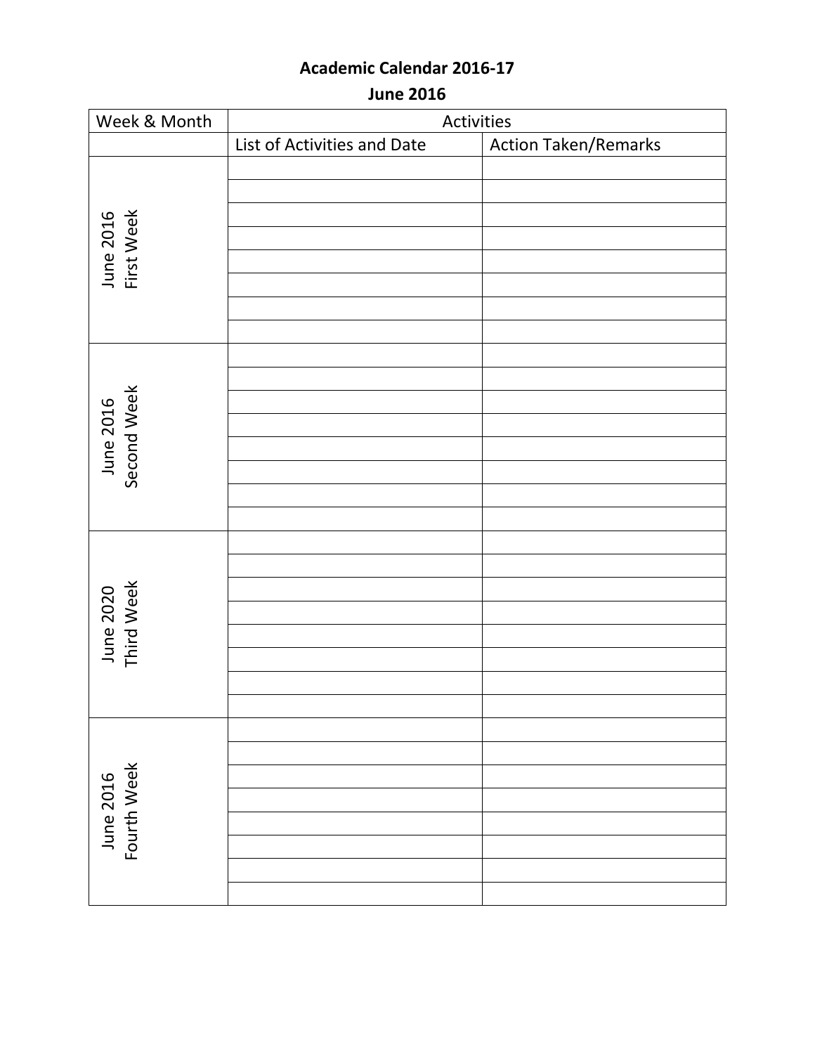**Academic Calendar 2016-17**

**June 2016**

| Week & Month | Activities | |
|---|---|---|
| | List of Activities and Date | Action Taken/Remarks |
| June 2016 First Week | | |
| | | |
| | | |
| | | |
| | | |
| | | |
| | | |
| | | |
| June 2016 Second Week | | |
| | | |
| | | |
| | | |
| | | |
| | | |
| | | |
| | | |
| June 2020 Third Week | | |
| | | |
| | | |
| | | |
| | | |
| | | |
| | | |
| | | |
| June 2016 Fourth Week | | |
| | | |
| | | |
| | | |
| | | |
| | | |
| | | |
| | | |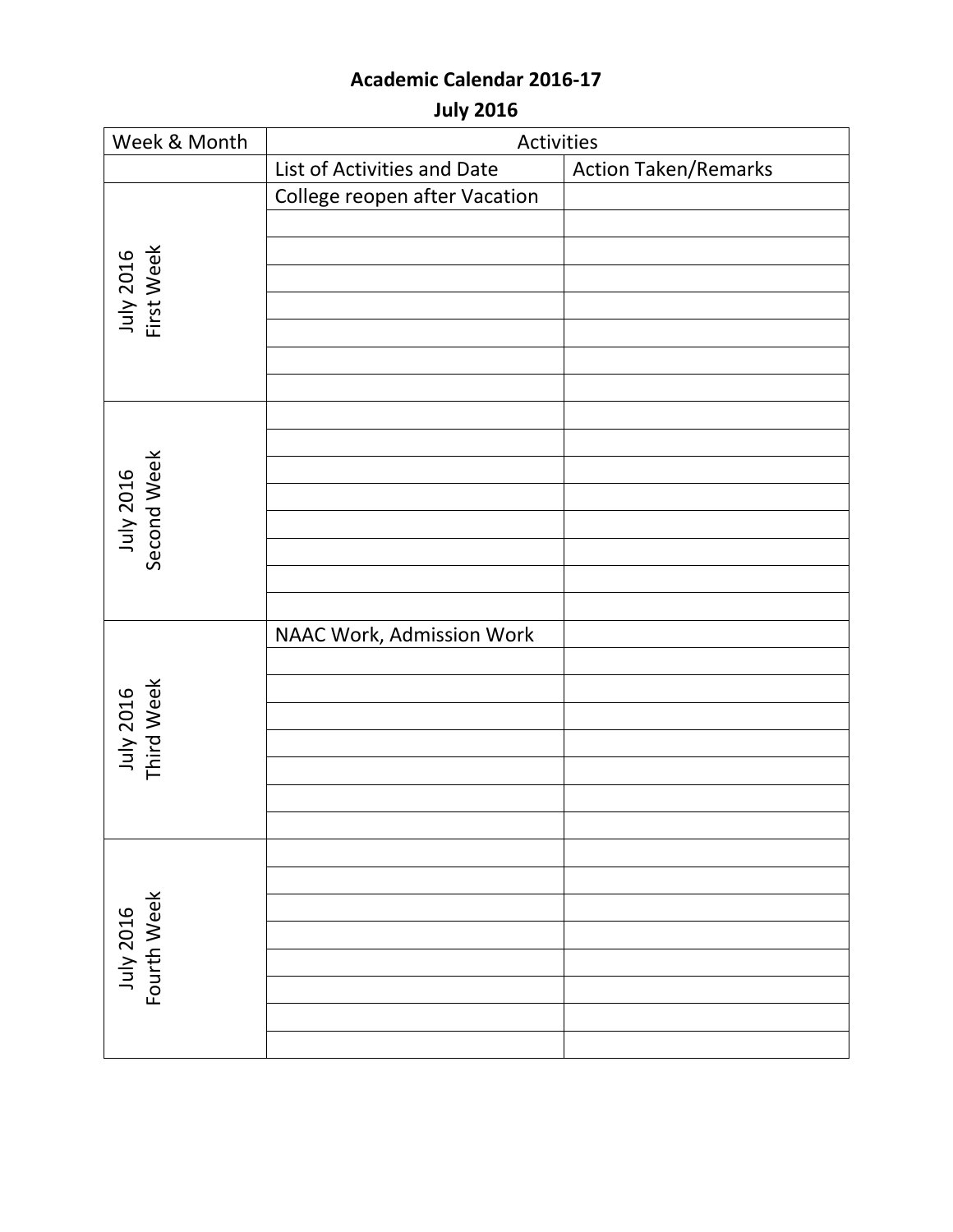**Academic Calendar 2016-17**

**July 2016**

| Week & Month | Activities | |
|---|---|---|
| | List of Activities and Date | Action Taken/Remarks |
| July 2016 First Week | College reopen after Vacation | |
| | | |
| | | |
| | | |
| | | |
| | | |
| | | |
| | | |
| July 2016 Second Week | | |
| | | |
| | | |
| | | |
| | | |
| | | |
| | | |
| | | |
| July 2016 Third Week | NAAC Work, Admission Work | |
| | | |
| | | |
| | | |
| | | |
| | | |
| | | |
| | | |
| July 2016 Fourth Week | | |
| | | |
| | | |
| | | |
| | | |
| | | |
| | | |
| | | |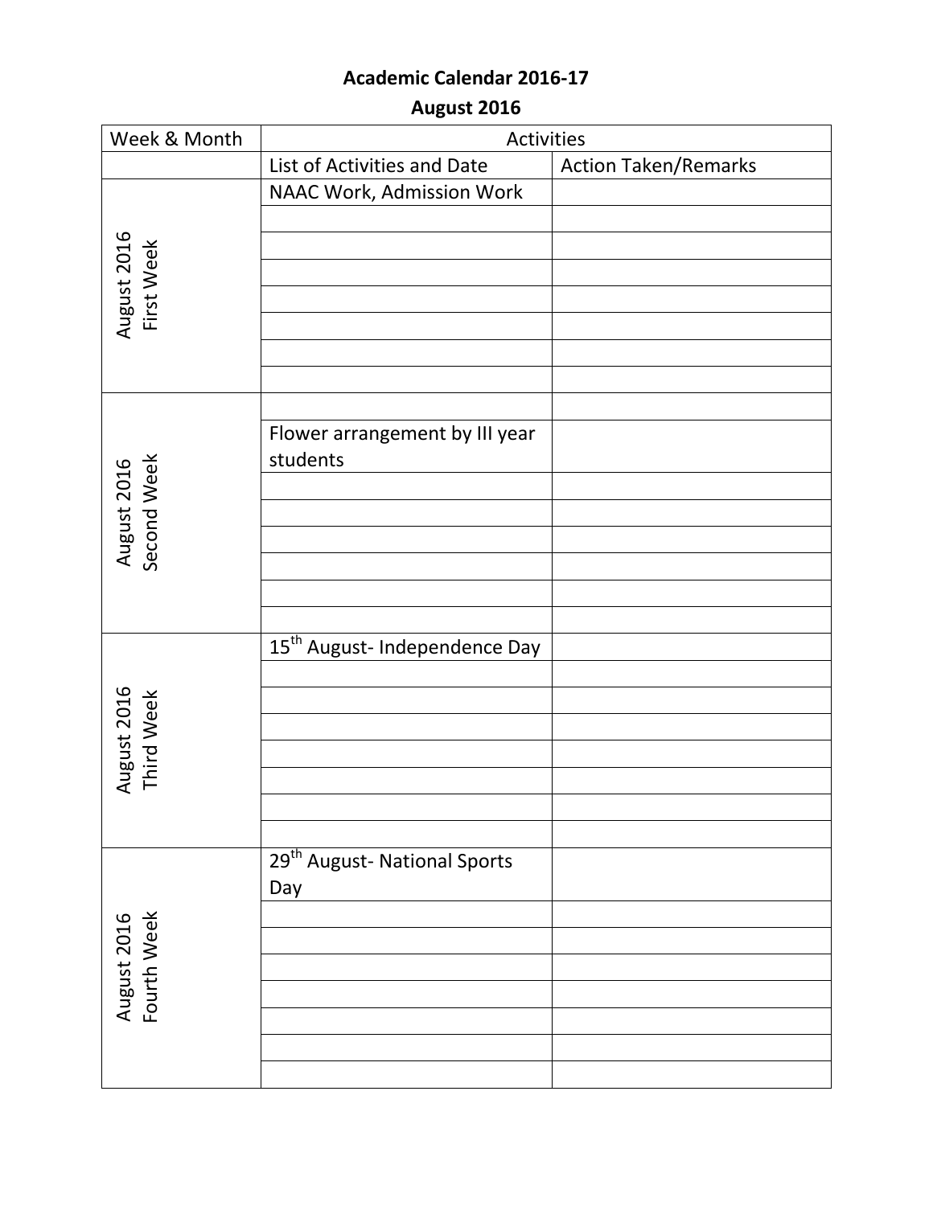# Academic Calendar 2016-17

## August 2016

| Week & Month | Activities | |
|---|---|---|
| | List of Activities and Date | Action Taken/Remarks |
| August 2016 First Week | NAAC Work, Admission Work | |
| | | |
| | | |
| | | |
| | | |
| | | |
| | | |
| | | |
| August 2016 Second Week | | |
| | Flower arrangement by III year students | |
| | | |
| | | |
| | | |
| | | |
| | | |
| | | |
| August 2016 Third Week | 15th August- Independence Day | |
| | | |
| | | |
| | | |
| | | |
| | | |
| | | |
| | | |
| August 2016 Fourth Week | 29th August- National Sports Day | |
| | | |
| | | |
| | | |
| | | |
| | | |
| | | |
| | | |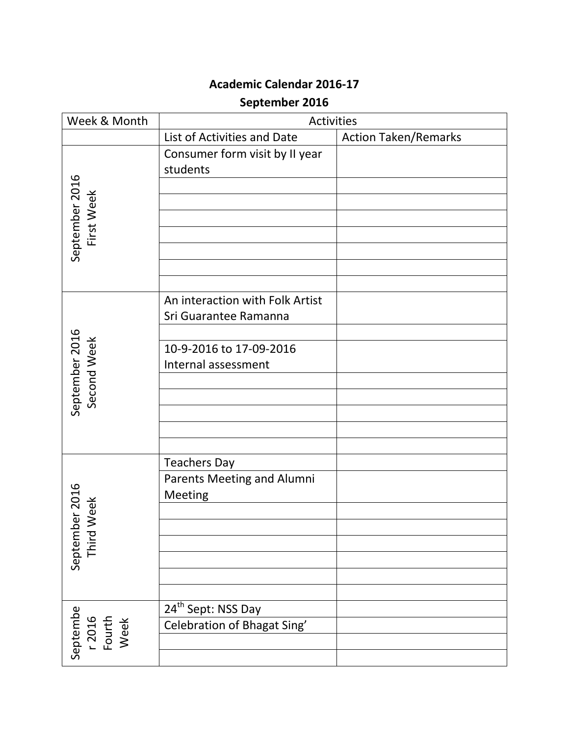# Academic Calendar 2016-17

## September 2016

| Week & Month | Activities | |
|---|---|---|
| | List of Activities and Date | Action Taken/Remarks |
| September 2016 First Week | Consumer form visit by II year students | |
| | | |
| | | |
| | | |
| | | |
| | | |
| | | |
| | | |
| September 2016 Second Week | An interaction with Folk Artist Sri Guarantee Ramanna | |
| | | |
| | 10-9-2016 to 17-09-2016 Internal assessment | |
| | | |
| | | |
| | | |
| | | |
| | | |
| September 2016 Third Week | Teachers Day | |
| | Parents Meeting and Alumni Meeting | |
| | | |
| | | |
| | | |
| | | |
| | | |
| | | |
| Septembe r 2016 Fourth Week | 24th Sept: NSS Day | |
| | Celebration of Bhagat Sing' | |
| | | |
| | | |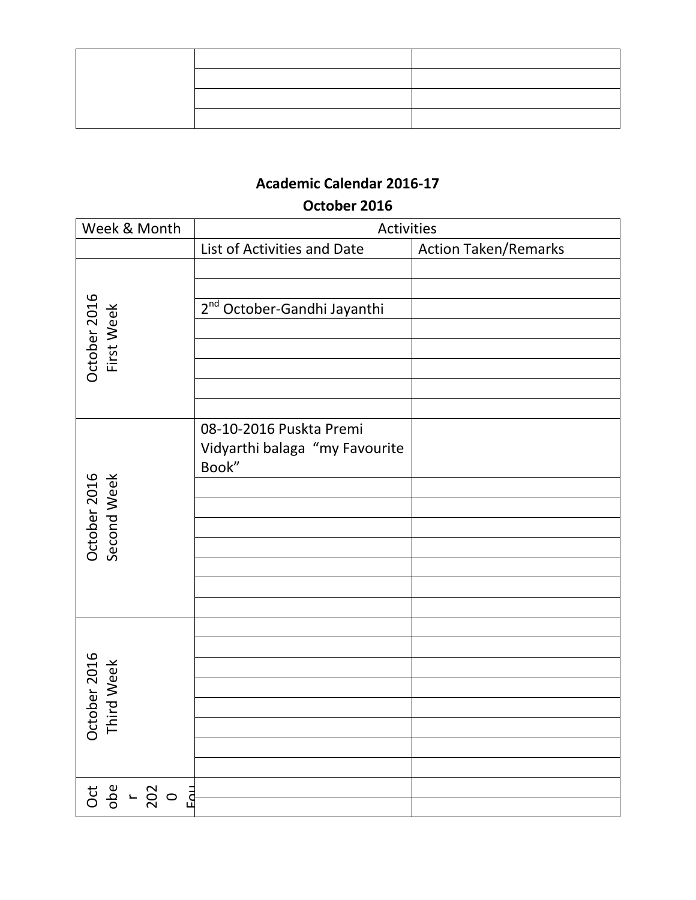| | | |
|---|---|---|
| | | |
| | | |
| | | |
| | | |

## Academic Calendar 2016-17

### October 2016

| Week & Month | Activities | |
|---|---|---|
| | List of Activities and Date | Action Taken/Remarks |
| October 2016 First Week | | |
| | | |
| | 2nd October-Gandhi Jayanthi | |
| | | |
| | | |
| | | |
| | | |
| | | |
| October 2016 Second Week | 08-10-2016 Puskta Premi Vidyarthi balaga "my Favourite Book" | |
| | | |
| | | |
| | | |
| | | |
| | | |
| | | |
| | | |
| October 2016 Third Week | | |
| | | |
| | | |
| | | |
| | | |
| | | |
| | | |
| | | |
| October 2020 Fou | | |
| | | |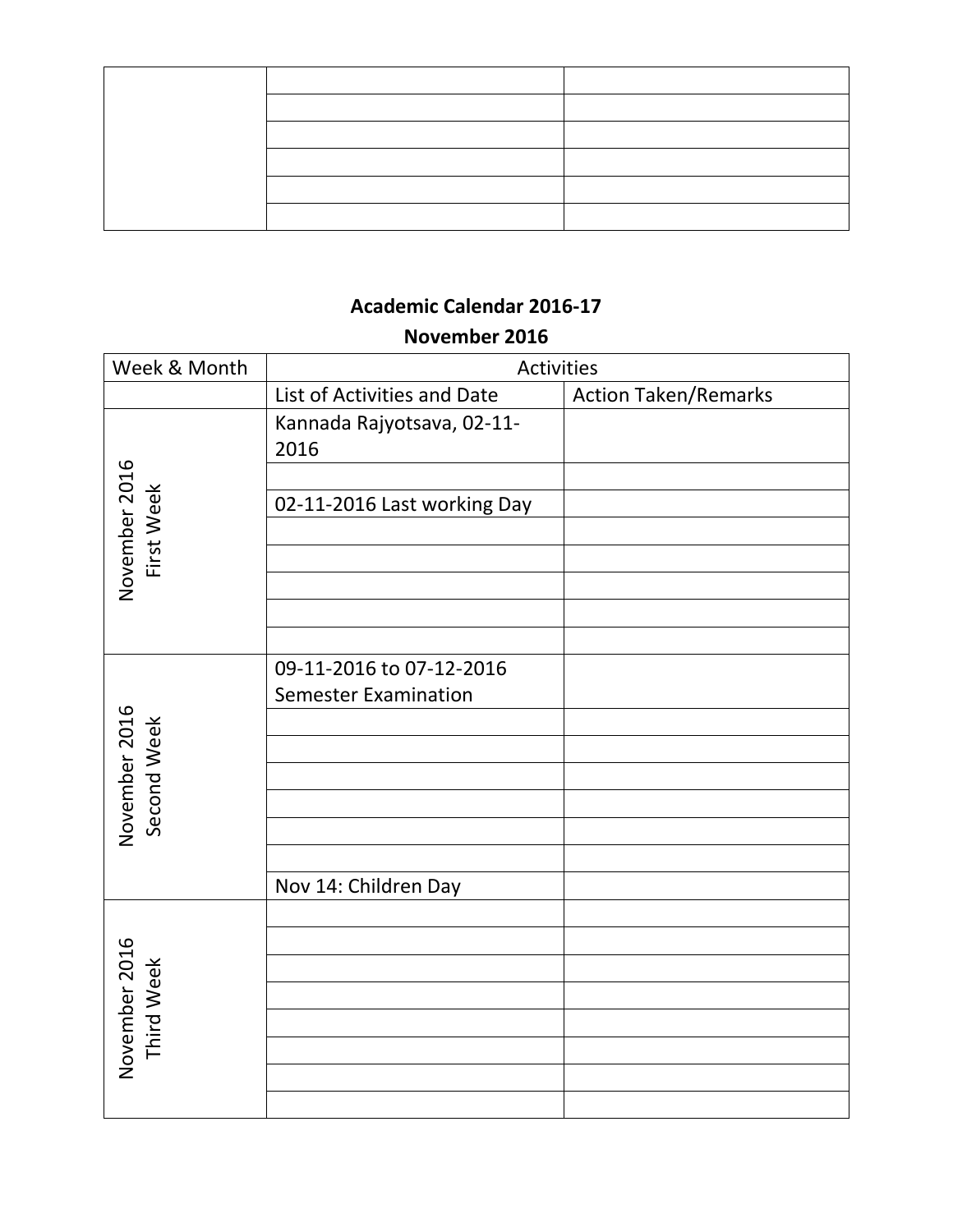| | | |
|---|---|---|
| | | |
| | | |
| | | |
| | | |
| | | |
| | | |

**Academic Calendar 2016-17**

**November 2016**

| Week & Month | Activities | |
|---|---|---|
| | List of Activities and Date | Action Taken/Remarks |
| November 2016 First Week | Kannada Rajyotsava, 02-11-2016 | |
| | | |
| | 02-11-2016 Last working Day | |
| | | |
| | | |
| | | |
| | | |
| | | |
| November 2016 Second Week | 09-11-2016 to 07-12-2016 Semester Examination | |
| | | |
| | | |
| | | |
| | | |
| | | |
| | | |
| | Nov 14: Children Day | |
| November 2016 Third Week | | |
| | | |
| | | |
| | | |
| | | |
| | | |
| | | |
| | | |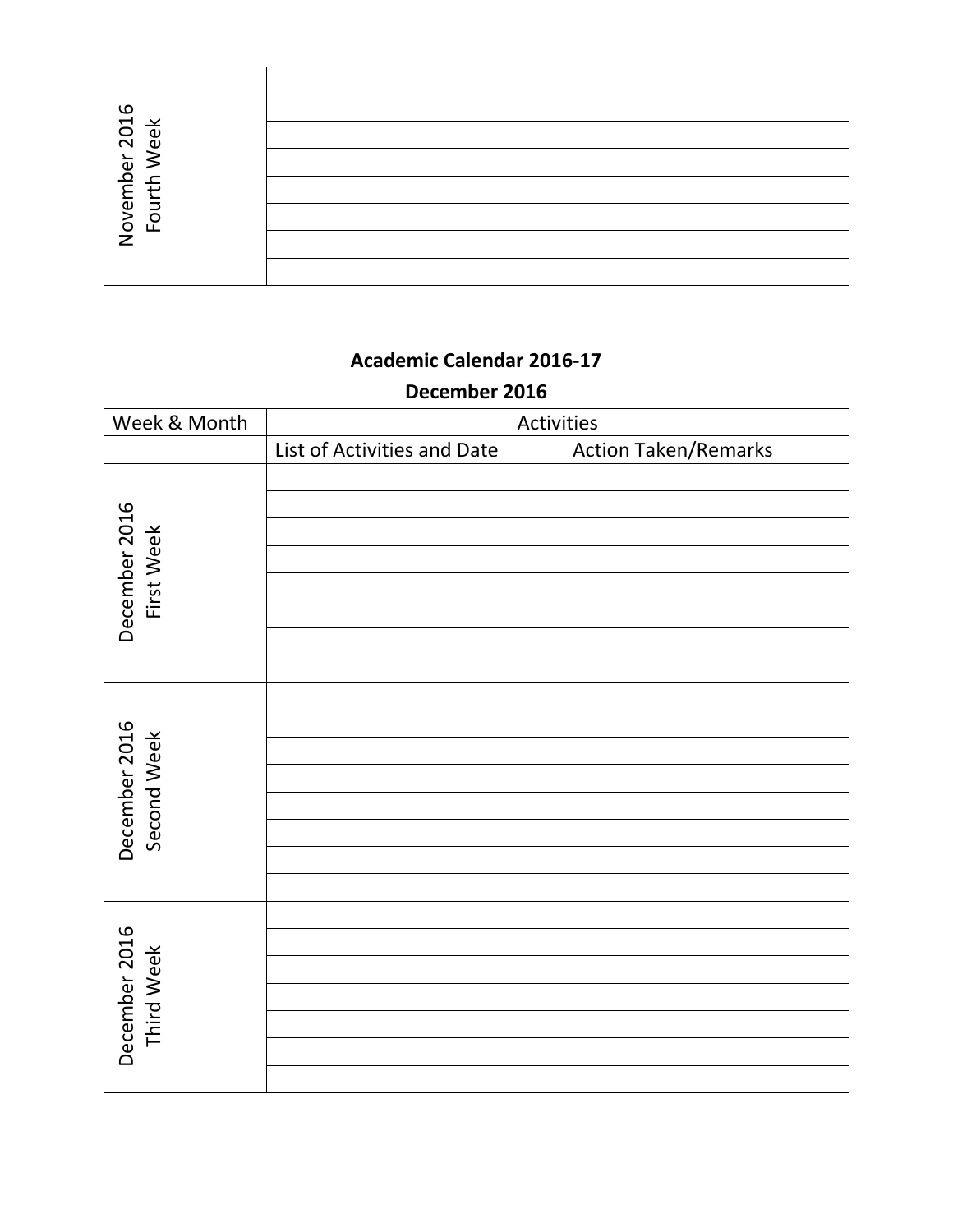| November 2016 Fourth Week | | |
|---|---|---|
| | | |
| | | |
| | | |
| | | |
| | | |
| | | |
| | | |
| | | |

**Academic Calendar 2016-17**

**December 2016**

| Week & Month | Activities | |
|---|---|---|
| | List of Activities and Date | Action Taken/Remarks |
| December 2016 First Week | | |
| | | |
| | | |
| | | |
| | | |
| | | |
| | | |
| | | |
| December 2016 Second Week | | |
| | | |
| | | |
| | | |
| | | |
| | | |
| | | |
| | | |
| December 2016 Third Week | | |
| | | |
| | | |
| | | |
| | | |
| | | |
| | | |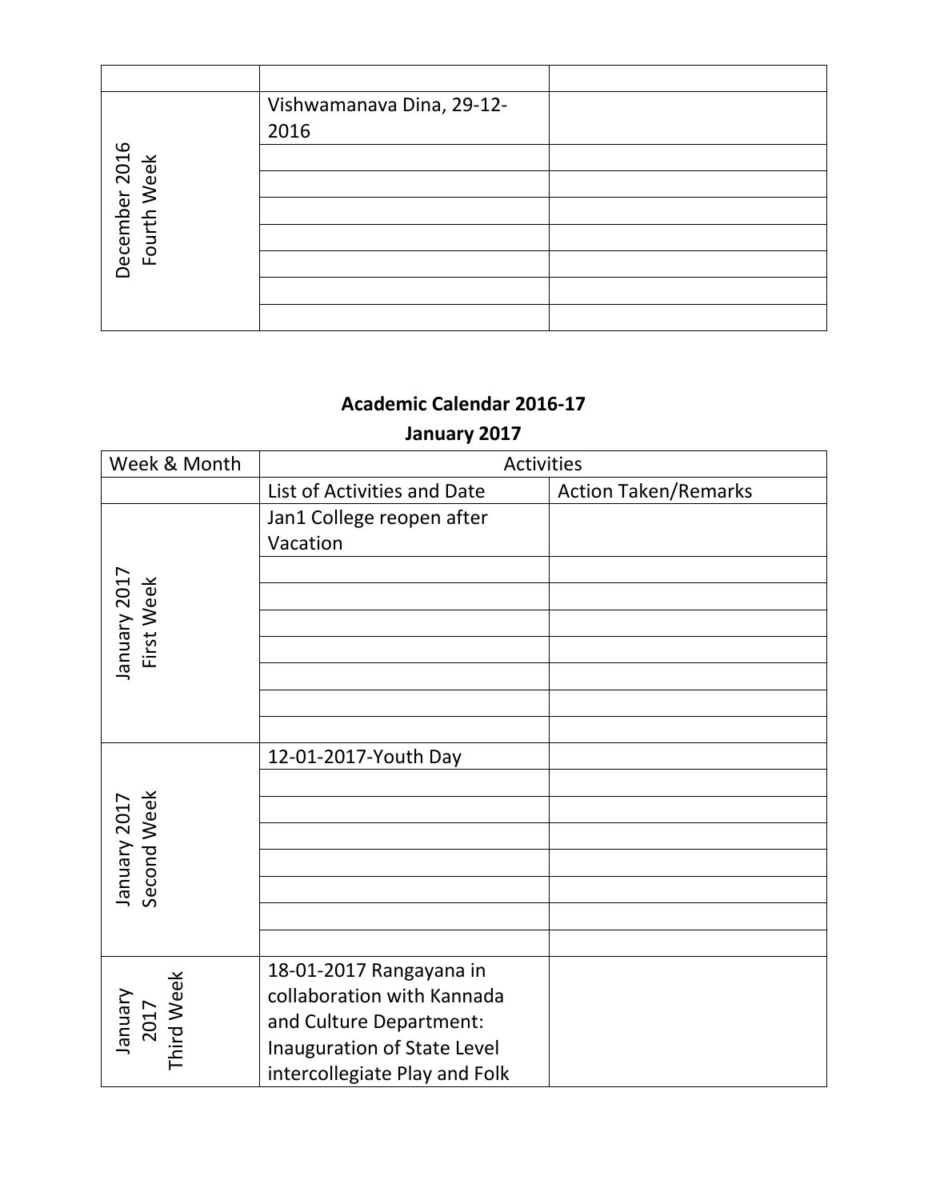| | | |
|---|---|---|
| | | |
| December 2016 Fourth Week | Vishwamanava Dina, 29-12-2016 | |
| | | |
| | | |
| | | |
| | | |
| | | |
| | | |
| | | |

**Academic Calendar 2016-17**

**January 2017**

| Week & Month | Activities | |
|---|---|---|
| | List of Activities and Date | Action Taken/Remarks |
| January 2017 First Week | Jan1 College reopen after Vacation | |
| | | |
| | | |
| | | |
| | | |
| | | |
| | | |
| | | |
| January 2017 Second Week | 12-01-2017-Youth Day | |
| | | |
| | | |
| | | |
| | | |
| | | |
| | | |
| | | |
| January 2017 Third Week | 18-01-2017 Rangayana in collaboration with Kannada and Culture Department: Inauguration of State Level intercollegiate Play and Folk | |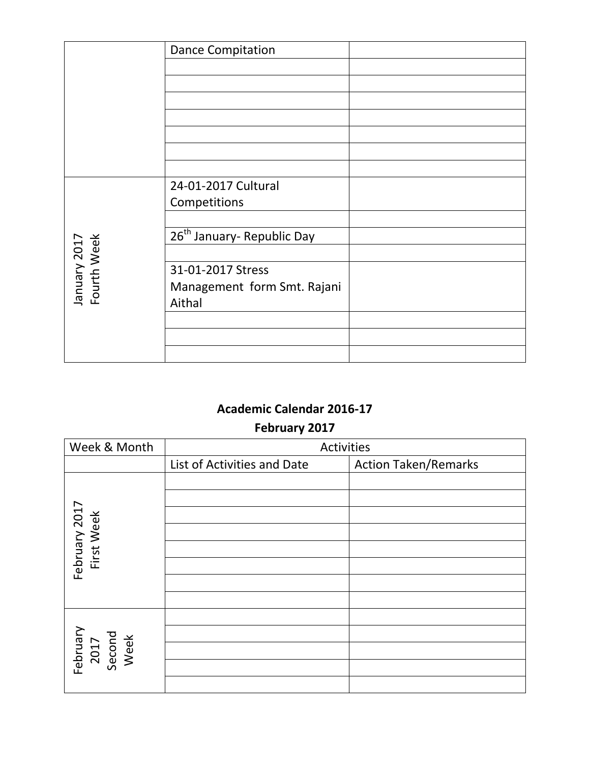| | | |
|---|---|---|
| | Dance Compitation | |
| | | |
| | | |
| | | |
| | | |
| | | |
| | | |
| | | |
| January 2017 Fourth Week | 24-01-2017 Cultural Competitions | |
| | | |
| | 26th January- Republic Day | |
| | | |
| | 31-01-2017 Stress Management form Smt. Rajani Aithal | |
| | | |
| | | |
| | | |

## Academic Calendar 2016-17

## February 2017

| Week & Month | Activities | |
|---|---|---|
| | List of Activities and Date | Action Taken/Remarks |
| February 2017 First Week | | |
| | | |
| | | |
| | | |
| | | |
| | | |
| | | |
| | | |
| February 2017 Second Week | | |
| | | |
| | | |
| | | |
| | | |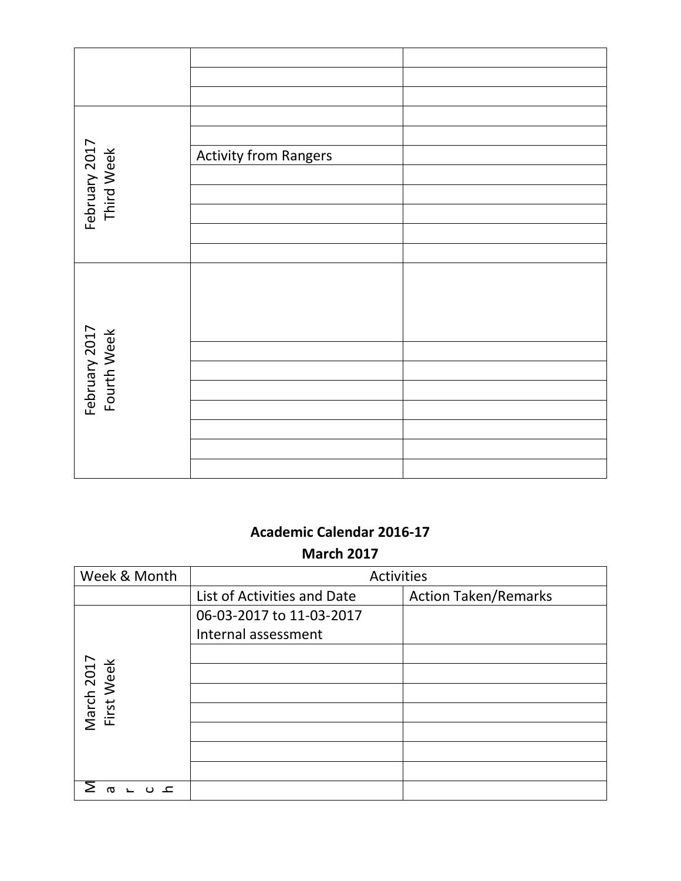| | | |
|---|---|---|
| | | |
| | | |
| | | |
| February 2017 Third Week | | |
| | | |
| | Activity from Rangers | |
| | | |
| | | |
| | | |
| | | |
| | | |
| February 2017 Fourth Week | | |
| | | |
| | | |
| | | |
| | | |
| | | |
| | | |
| | | |

**Academic Calendar 2016-17**

**March 2017**

| Week & Month | Activities | |
|---|---|---|
| | List of Activities and Date | Action Taken/Remarks |
| March 2017 First Week | 06-03-2017 to 11-03-2017 Internal assessment | |
| | | |
| | | |
| | | |
| | | |
| | | |
| | | |
| | | |
| March | | |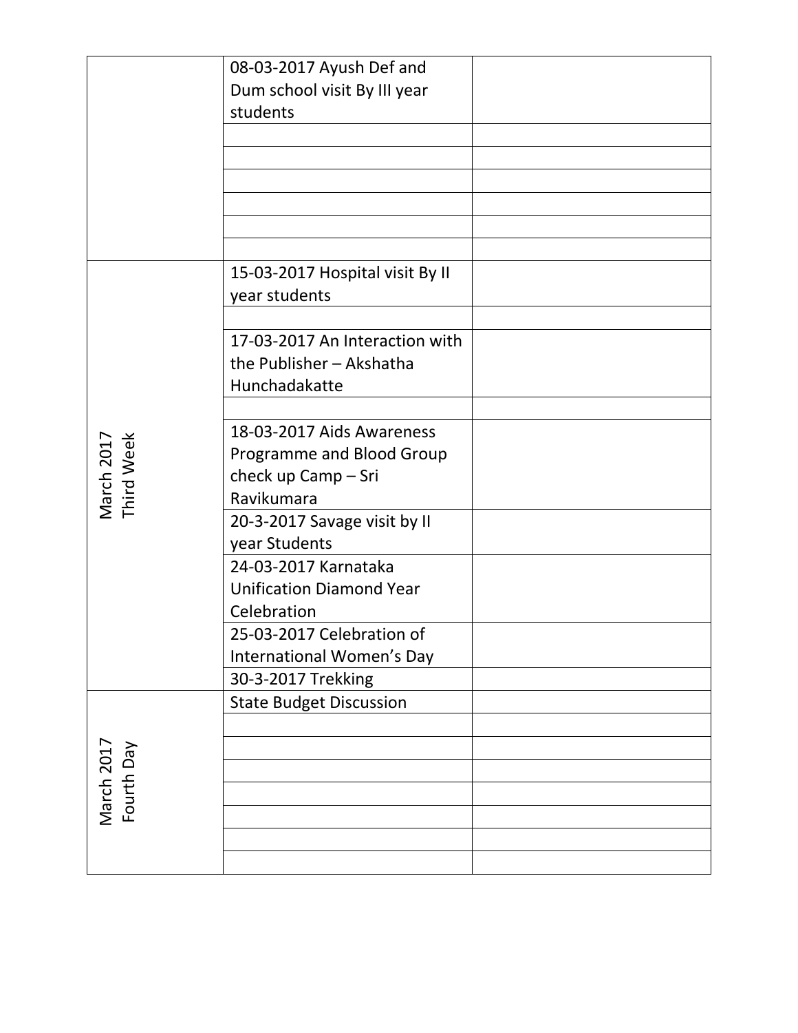| | | |
|---|---|---|
| | 08-03-2017 Ayush Def and Dum school visit By III year students | |
| | | |
| | | |
| | | |
| | | |
| | | |
| | | |
| March 2017 Third Week | 15-03-2017 Hospital visit By II year students | |
| | | |
| | 17-03-2017 An Interaction with the Publisher – Akshatha Hunchadakatte | |
| | | |
| | 18-03-2017 Aids Awareness Programme and Blood Group check up Camp – Sri Ravikumara | |
| | 20-3-2017 Savage visit by II year Students | |
| | 24-03-2017 Karnataka Unification Diamond Year Celebration | |
| | 25-03-2017 Celebration of International Women's Day | |
| | 30-3-2017 Trekking | |
| March 2017 Fourth Day | State Budget Discussion | |
| | | |
| | | |
| | | |
| | | |
| | | |
| | | |
| | | |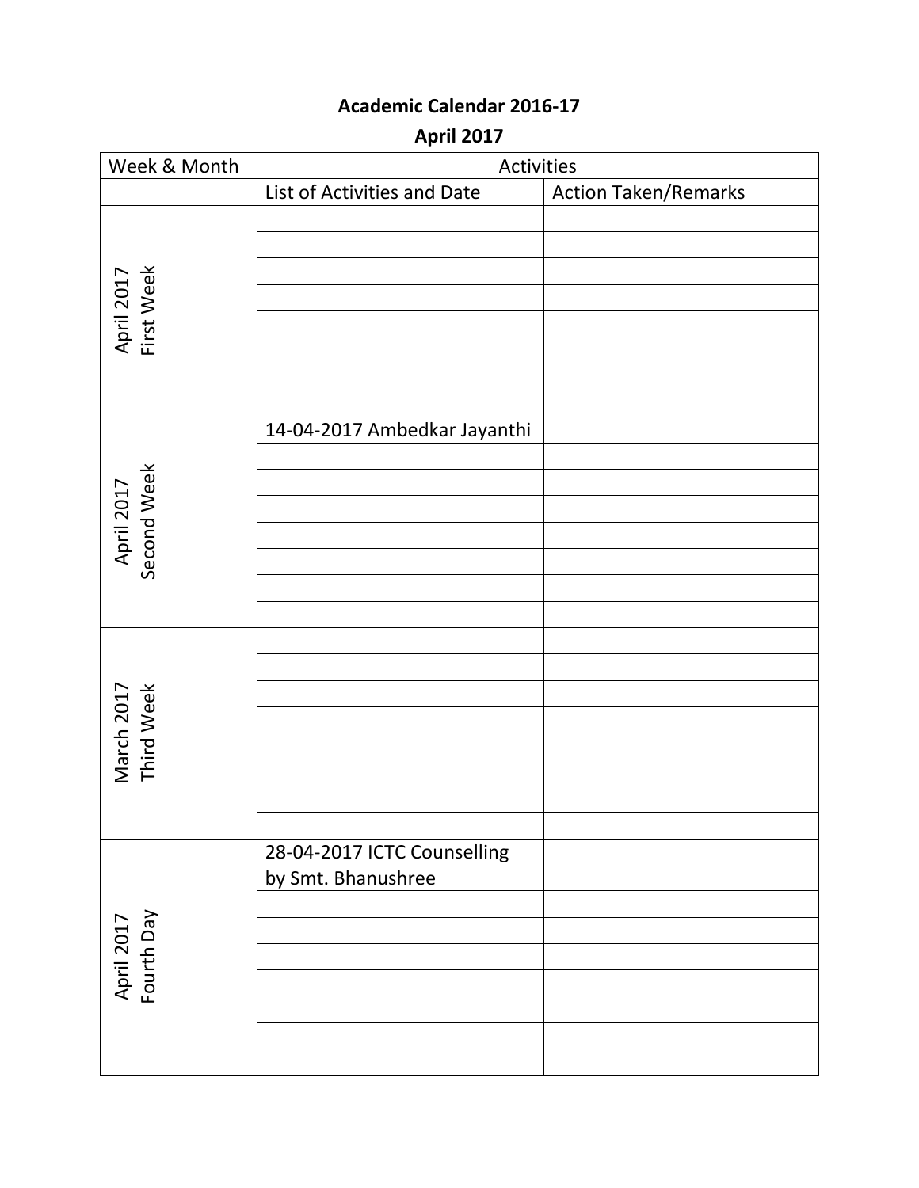**Academic Calendar 2016-17**

**April 2017**

| Week & Month | Activities | |
|---|---|---|
| | List of Activities and Date | Action Taken/Remarks |
| April 2017 First Week | | |
| | | |
| | | |
| | | |
| | | |
| | | |
| | | |
| | | |
| April 2017 Second Week | 14-04-2017 Ambedkar Jayanthi | |
| | | |
| | | |
| | | |
| | | |
| | | |
| | | |
| | | |
| March 2017 Third Week | | |
| | | |
| | | |
| | | |
| | | |
| | | |
| | | |
| | | |
| April 2017 Fourth Day | 28-04-2017 ICTC Counselling by Smt. Bhanushree | |
| | | |
| | | |
| | | |
| | | |
| | | |
| | | |
| | | |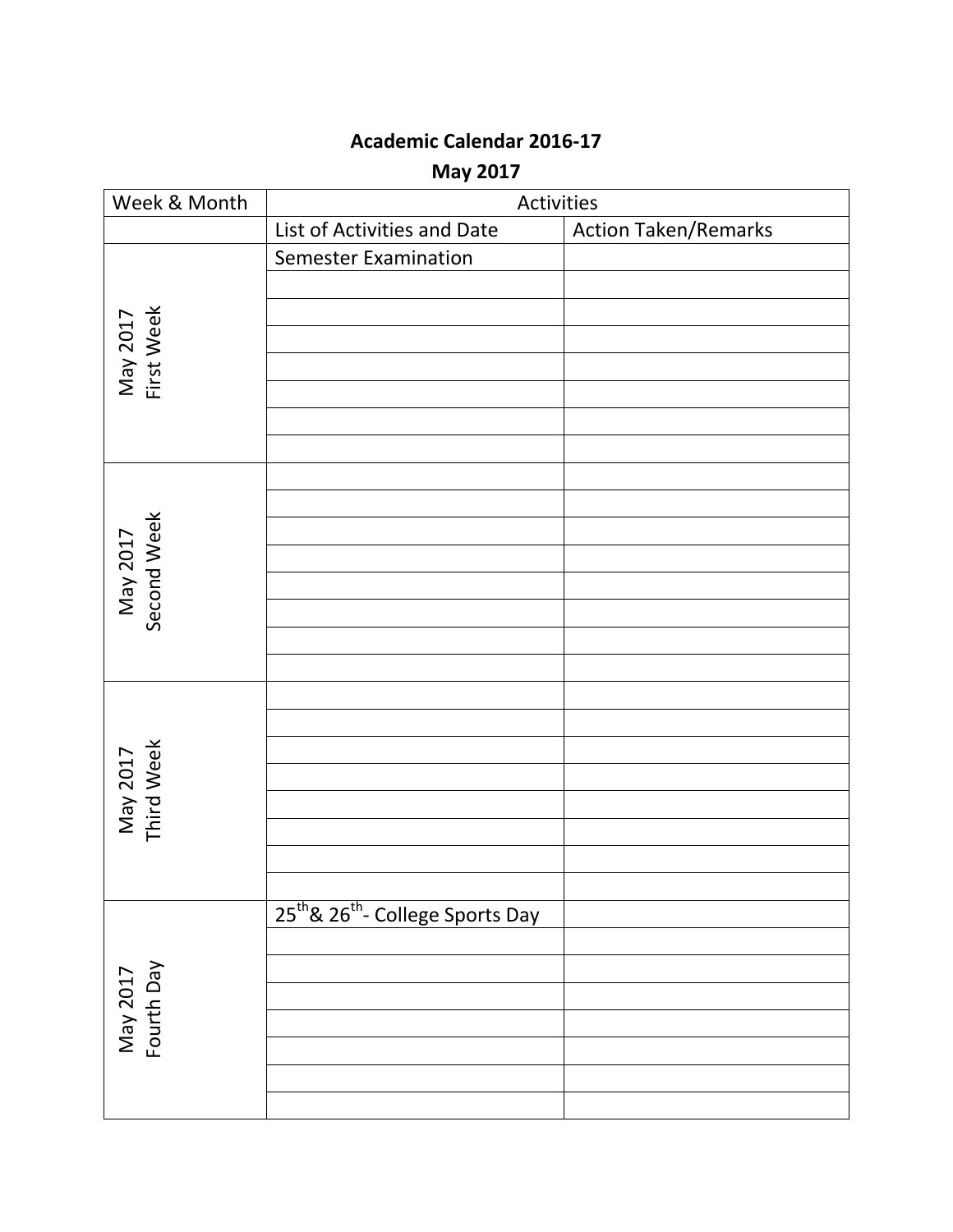**Academic Calendar 2016-17**

**May 2017**

| Week & Month | Activities | |
|---|---|---|
| | List of Activities and Date | Action Taken/Remarks |
| May 2017 First Week | Semester Examination | |
| | | |
| | | |
| | | |
| | | |
| | | |
| | | |
| | | |
| May 2017 Second Week | | |
| | | |
| | | |
| | | |
| | | |
| | | |
| | | |
| | | |
| May 2017 Third Week | | |
| | | |
| | | |
| | | |
| | | |
| | | |
| | | |
| | | |
| May 2017 Fourth Day | 25th & 26th - College Sports Day | |
| | | |
| | | |
| | | |
| | | |
| | | |
| | | |
| | | |